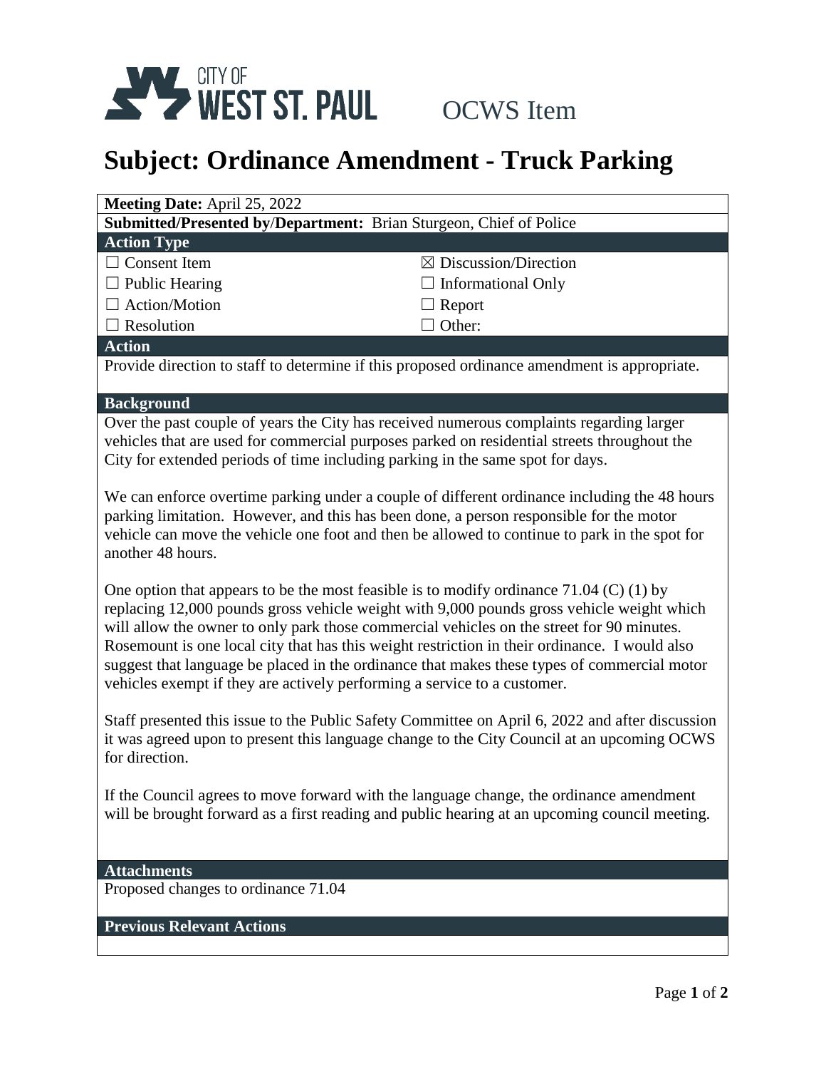CITY OF WEST ST. PAUL

OCWS Item

# Subject: Ordinance Amendment - Truck Parking

**Meeting Date:** April 25, 2022

**Submitted/Presented by/Department:** Brian Sturgeon, Chief of Police

**Action Type**

| | |
|---|---|
| ☐ Consent Item | ☒ Discussion/Direction |
| ☐ Public Hearing | ☐ Informational Only |
| ☐ Action/Motion | ☐ Report |
| ☐ Resolution | ☐ Other: |

**Action**

Provide direction to staff to determine if this proposed ordinance amendment is appropriate.

**Background**

Over the past couple of years the City has received numerous complaints regarding larger vehicles that are used for commercial purposes parked on residential streets throughout the City for extended periods of time including parking in the same spot for days.

We can enforce overtime parking under a couple of different ordinance including the 48 hours parking limitation. However, and this has been done, a person responsible for the motor vehicle can move the vehicle one foot and then be allowed to continue to park in the spot for another 48 hours.

One option that appears to be the most feasible is to modify ordinance 71.04 (C) (1) by replacing 12,000 pounds gross vehicle weight with 9,000 pounds gross vehicle weight which will allow the owner to only park those commercial vehicles on the street for 90 minutes. Rosemount is one local city that has this weight restriction in their ordinance. I would also suggest that language be placed in the ordinance that makes these types of commercial motor vehicles exempt if they are actively performing a service to a customer.

Staff presented this issue to the Public Safety Committee on April 6, 2022 and after discussion it was agreed upon to present this language change to the City Council at an upcoming OCWS for direction.

If the Council agrees to move forward with the language change, the ordinance amendment will be brought forward as a first reading and public hearing at an upcoming council meeting.

**Attachments**

Proposed changes to ordinance 71.04

**Previous Relevant Actions**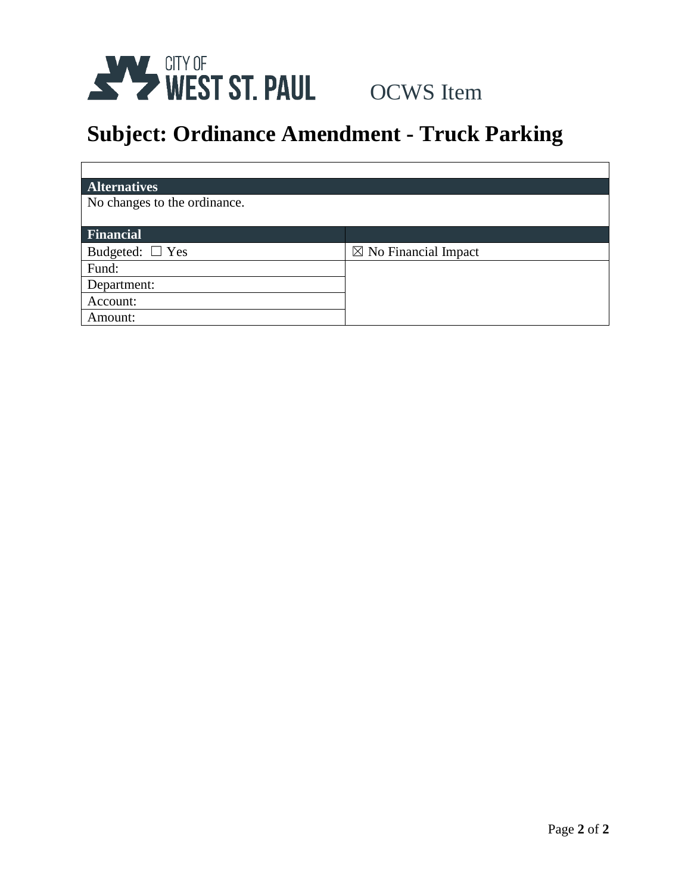CITY OF WEST ST. PAUL

OCWS Item

# Subject: Ordinance Amendment - Truck Parking

| | |
|---|---|
| **Alternatives** | |
| No changes to the ordinance. | |
| **Financial** | |
| Budgeted: ☐ Yes | ☒ No Financial Impact |
| Fund: | |
| Department: | |
| Account: | |
| Amount: | |